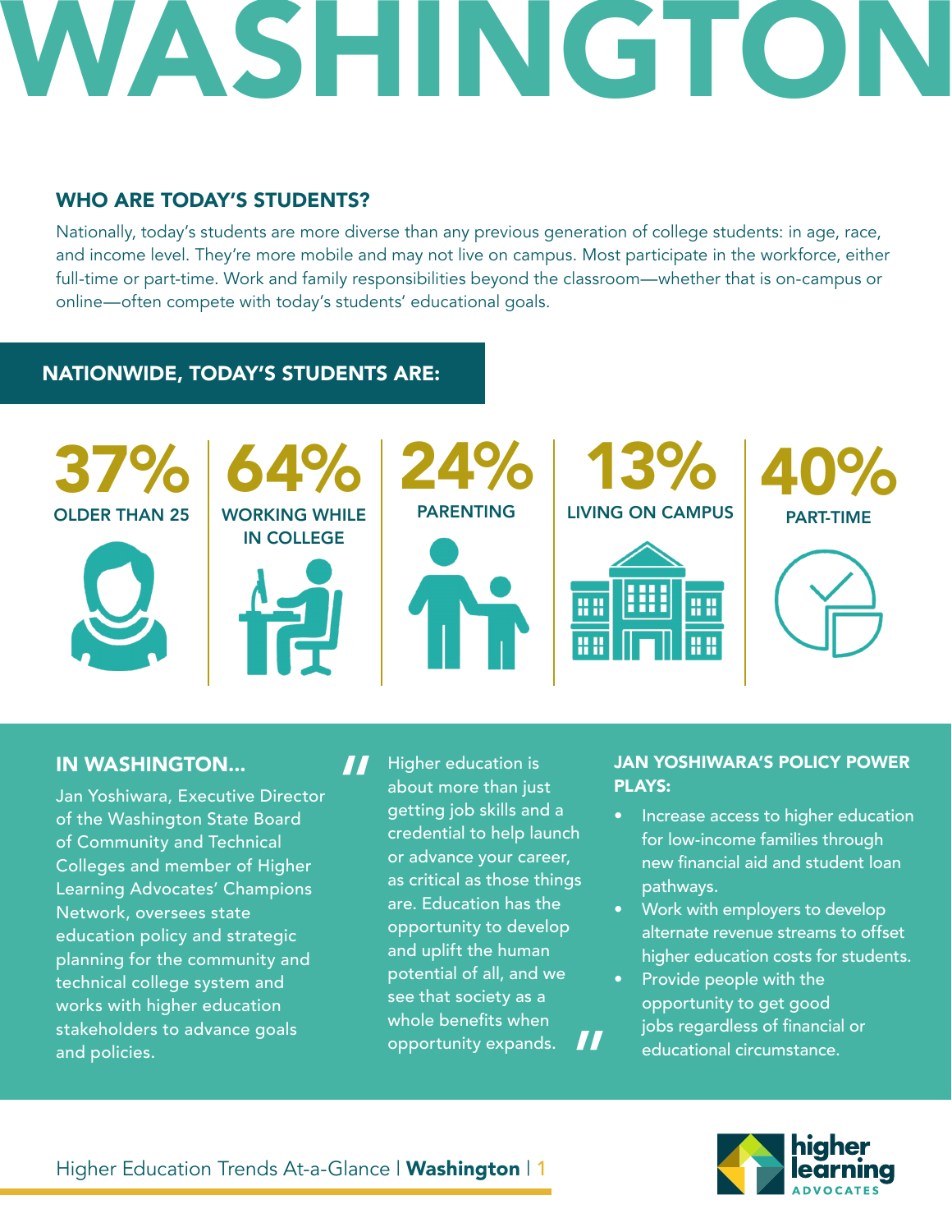# WASHINGTON

## WHO ARE TODAY'S STUDENTS?

Nationally, today's students are more diverse than any previous generation of college students: in age, race, and income level. They're more mobile and may not live on campus. Most participate in the workforce, either full-time or part-time. Work and family responsibilities beyond the classroom—whether that is on-campus or online—often compete with today's students' educational goals.

## NATIONWIDE, TODAY'S STUDENTS ARE:

- **37%** OLDER THAN 25
- **64%** WORKING WHILE IN COLLEGE
- **24%** PARENTING
- **13%** LIVING ON CAMPUS
- **40%** PART-TIME

## IN WASHINGTON...

Jan Yoshiwara, Executive Director of the Washington State Board of Community and Technical Colleges and member of Higher Learning Advocates' Champions Network, oversees state education policy and strategic planning for the community and technical college system and works with higher education stakeholders to advance goals and policies.

> "Higher education is about more than just getting job skills and a credential to help launch or advance your career, as critical as those things are. Education has the opportunity to develop and uplift the human potential of all, and we see that society as a whole benefits when opportunity expands."

### JAN YOSHIWARA'S POLICY POWER PLAYS:

- Increase access to higher education for low-income families through new financial aid and student loan pathways.
- Work with employers to develop alternate revenue streams to offset higher education costs for students.
- Provide people with the opportunity to get good jobs regardless of financial or educational circumstance.

Higher Education Trends At-a-Glance | **Washington**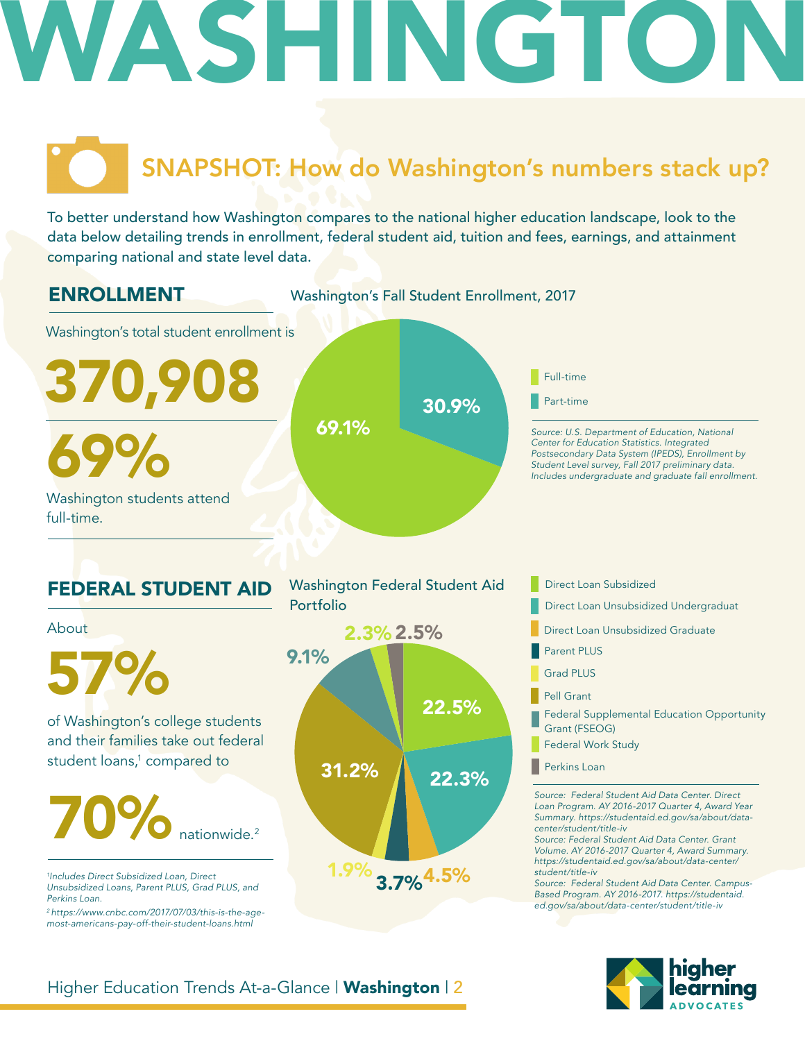# WASHINGTON

## SNAPSHOT: How do Washington's numbers stack up?

To better understand how Washington compares to the national higher education landscape, look to the data below detailing trends in enrollment, federal student aid, tuition and fees, earnings, and attainment comparing national and state level data.

## ENROLLMENT

Washington's total student enrollment is

**370,908**

**69%**

Washington students attend full-time.

### Washington's Fall Student Enrollment, 2017

| Category | Percent |
|---|---|
| Full-time | 69.1% |
| Part-time | 30.9% |

*Source: U.S. Department of Education, National Center for Education Statistics. Integrated Postsecondary Data System (IPEDS), Enrollment by Student Level survey, Fall 2017 preliminary data. Includes undergraduate and graduate fall enrollment.*

## FEDERAL STUDENT AID

About

**57%**

of Washington's college students and their families take out federal student loans,[1] compared to

**70%** nationwide.[2]

*[1]Includes Direct Subsidized Loan, Direct Unsubsidized Loans, Parent PLUS, Grad PLUS, and Perkins Loan.*

*[2]https://www.cnbc.com/2017/07/03/this-is-the-age-most-americans-pay-off-their-student-loans.html*

### Washington Federal Student Aid Portfolio

| Category | Percent |
|---|---|
| Direct Loan Subsidized | 22.5% |
| Direct Loan Unsubsidized Undergraduat | 22.3% |
| Direct Loan Unsubsidized Graduate | 4.5% |
| Parent PLUS | 3.7% |
| Grad PLUS | 1.9% |
| Pell Grant | 31.2% |
| Federal Supplemental Education Opportunity Grant (FSEOG) | 9.1% |
| Federal Work Study | 2.3% |
| Perkins Loan | 2.5% |

*Source: Federal Student Aid Data Center. Direct Loan Program. AY 2016-2017 Quarter 4, Award Year Summary. https://studentaid.ed.gov/sa/about/data-center/student/title-iv*

*Source: Federal Student Aid Data Center. Grant Volume. AY 2016-2017 Quarter 4, Award Summary. https://studentaid.ed.gov/sa/about/data-center/student/title-iv*

*Source: Federal Student Aid Data Center. Campus-Based Program. AY 2016-2017. https://studentaid.ed.gov/sa/about/data-center/student/title-iv*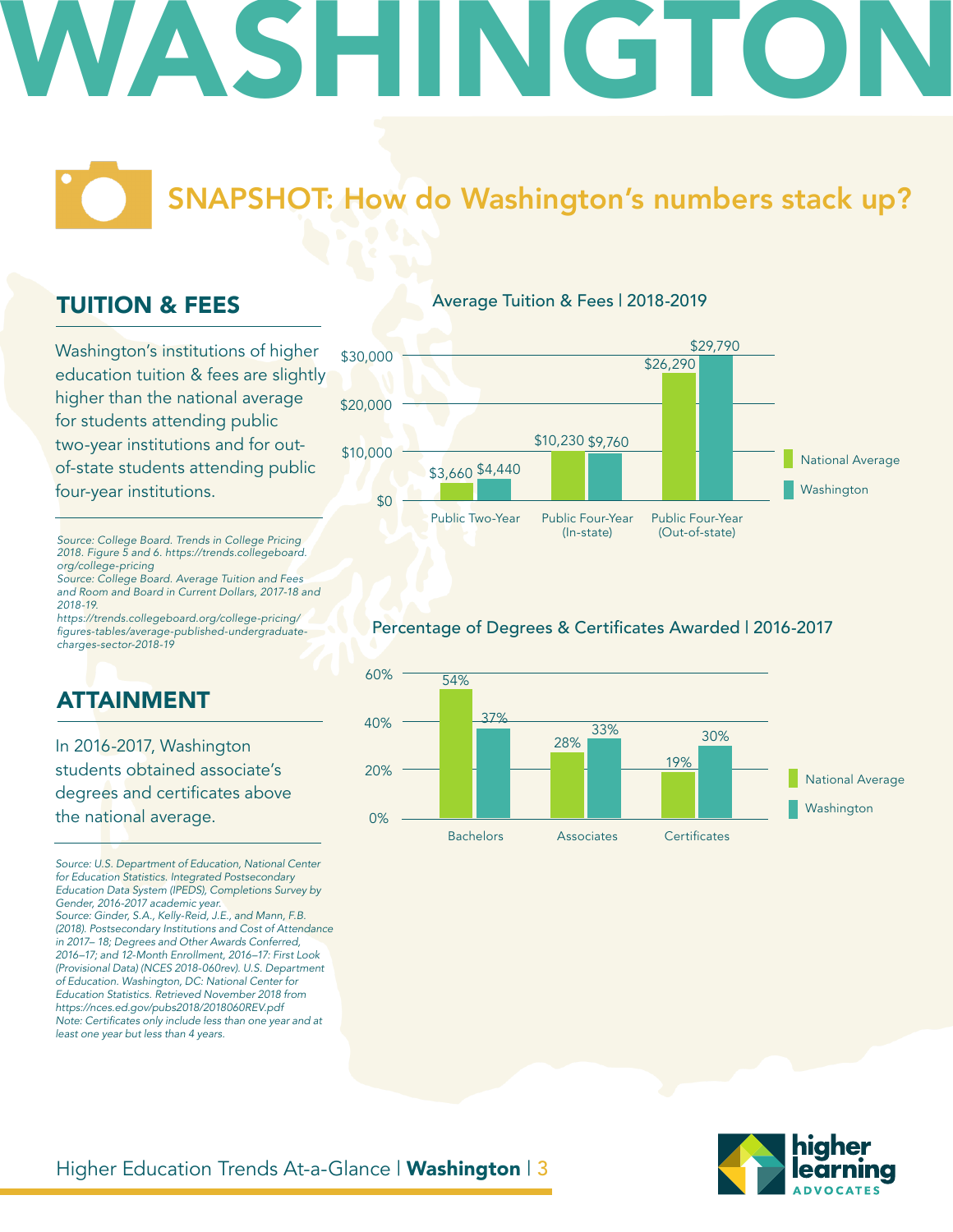# WASHINGTON

## SNAPSHOT: How do Washington's numbers stack up?

### TUITION & FEES

Washington's institutions of higher education tuition & fees are slightly higher than the national average for students attending public two-year institutions and for out-of-state students attending public four-year institutions.

*Source: College Board. Trends in College Pricing 2018. Figure 5 and 6. https://trends.collegeboard.org/college-pricing*
*Source: College Board. Average Tuition and Fees and Room and Board in Current Dollars, 2017-18 and 2018-19. https://trends.collegeboard.org/college-pricing/figures-tables/average-published-undergraduate-charges-sector-2018-19*

**Average Tuition & Fees | 2018-2019**

| | National Average | Washington |
|---|---|---|
| Public Two-Year | $3,660 | $4,440 |
| Public Four-Year (In-state) | $10,230 | $9,760 |
| Public Four-Year (Out-of-state) | $26,290 | $29,790 |

### ATTAINMENT

In 2016-2017, Washington students obtained associate's degrees and certificates above the national average.

*Source: U.S. Department of Education, National Center for Education Statistics. Integrated Postsecondary Education Data System (IPEDS), Completions Survey by Gender, 2016-2017 academic year.*
*Source: Ginder, S.A., Kelly-Reid, J.E., and Mann, F.B. (2018). Postsecondary Institutions and Cost of Attendance in 2017– 18; Degrees and Other Awards Conferred, 2016–17; and 12-Month Enrollment, 2016–17: First Look (Provisional Data) (NCES 2018-060rev). U.S. Department of Education. Washington, DC: National Center for Education Statistics. Retrieved November 2018 from https://nces.ed.gov/pubs2018/2018060REV.pdf*
*Note: Certificates only include less than one year and at least one year but less than 4 years.*

**Percentage of Degrees & Certificates Awarded | 2016-2017**

| | National Average | Washington |
|---|---|---|
| Bachelors | 54% | 37% |
| Associates | 28% | 33% |
| Certificates | 19% | 30% |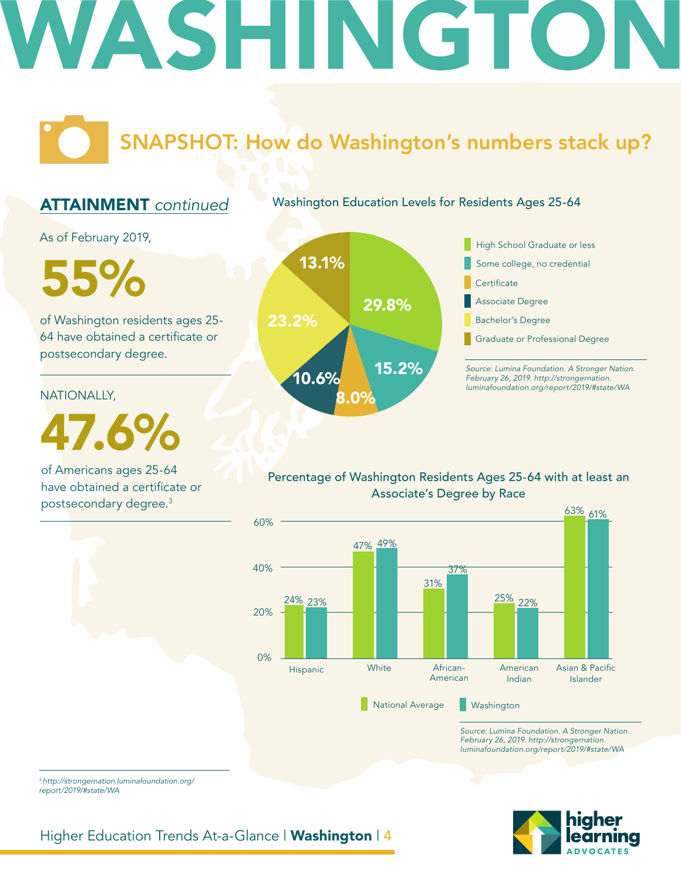# WASHINGTON

## SNAPSHOT: How do Washington's numbers stack up?

### ATTAINMENT *continued*

As of February 2019,

**55%**

of Washington residents ages 25-64 have obtained a certificate or postsecondary degree.

NATIONALLY,

**47.6%**

of Americans ages 25-64 have obtained a certificate or postsecondary degree.[3]

### Washington Education Levels for Residents Ages 25-64

| Education Level | Percentage |
|---|---|
| High School Graduate or less | 29.8% |
| Some college, no credential | 15.2% |
| Certificate | 8.0% |
| Associate Degree | 10.6% |
| Bachelor's Degree | 23.2% |
| Graduate or Professional Degree | 13.1% |

*Source: Lumina Foundation. A Stronger Nation. February 26, 2019. http://strongernation.luminafoundation.org/report/2019/#state/WA*

### Percentage of Washington Residents Ages 25-64 with at least an Associate's Degree by Race

| Race | National Average | Washington |
|---|---|---|
| Hispanic | 24% | 23% |
| White | 47% | 49% |
| African-American | 31% | 37% |
| American Indian | 25% | 22% |
| Asian & Pacific Islander | 63% | 61% |

*Source: Lumina Foundation. A Stronger Nation. February 26, 2019. http://strongernation.luminafoundation.org/report/2019/#state/WA*

---

[3] *http://strongernation.luminafoundation.org/report/2019/#state/WA*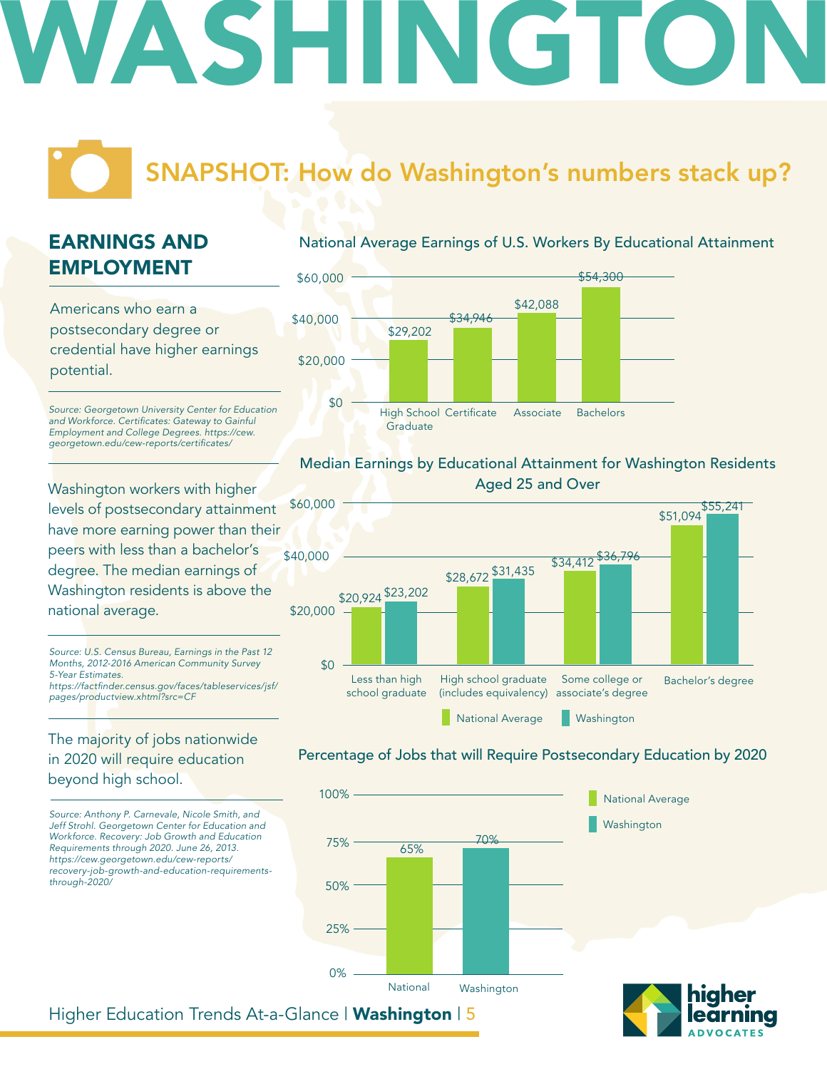# WASHINGTON

## SNAPSHOT: How do Washington's numbers stack up?

### EARNINGS AND EMPLOYMENT

Americans who earn a postsecondary degree or credential have higher earnings potential.

*Source: Georgetown University Center for Education and Workforce. Certificates: Gateway to Gainful Employment and College Degrees. https://cew.georgetown.edu/cew-reports/certificates/*

**National Average Earnings of U.S. Workers By Educational Attainment**

| Educational Attainment | Earnings |
|---|---|
| High School Graduate | $29,202 |
| Certificate | $34,946 |
| Associate | $42,088 |
| Bachelors | $54,300 |

Washington workers with higher levels of postsecondary attainment have more earning power than their peers with less than a bachelor's degree. The median earnings of Washington residents is above the national average.

*Source: U.S. Census Bureau, Earnings in the Past 12 Months, 2012-2016 American Community Survey 5-Year Estimates. https://factfinder.census.gov/faces/tableservices/jsf/pages/productview.xhtml?src=CF*

**Median Earnings by Educational Attainment for Washington Residents Aged 25 and Over**

| Educational Attainment | National Average | Washington |
|---|---|---|
| Less than high school graduate | $20,924 | $23,202 |
| High school graduate (includes equivalency) | $28,672 | $31,435 |
| Some college or associate's degree | $34,412 | $36,796 |
| Bachelor's degree | $51,094 | $55,241 |

The majority of jobs nationwide in 2020 will require education beyond high school.

*Source: Anthony P. Carnevale, Nicole Smith, and Jeff Strohl. Georgetown Center for Education and Workforce. Recovery: Job Growth and Education Requirements through 2020. June 26, 2013. https://cew.georgetown.edu/cew-reports/recovery-job-growth-and-education-requirements-through-2020/*

**Percentage of Jobs that will Require Postsecondary Education by 2020**

| | Percentage |
|---|---|
| National | 65% |
| Washington | 70% |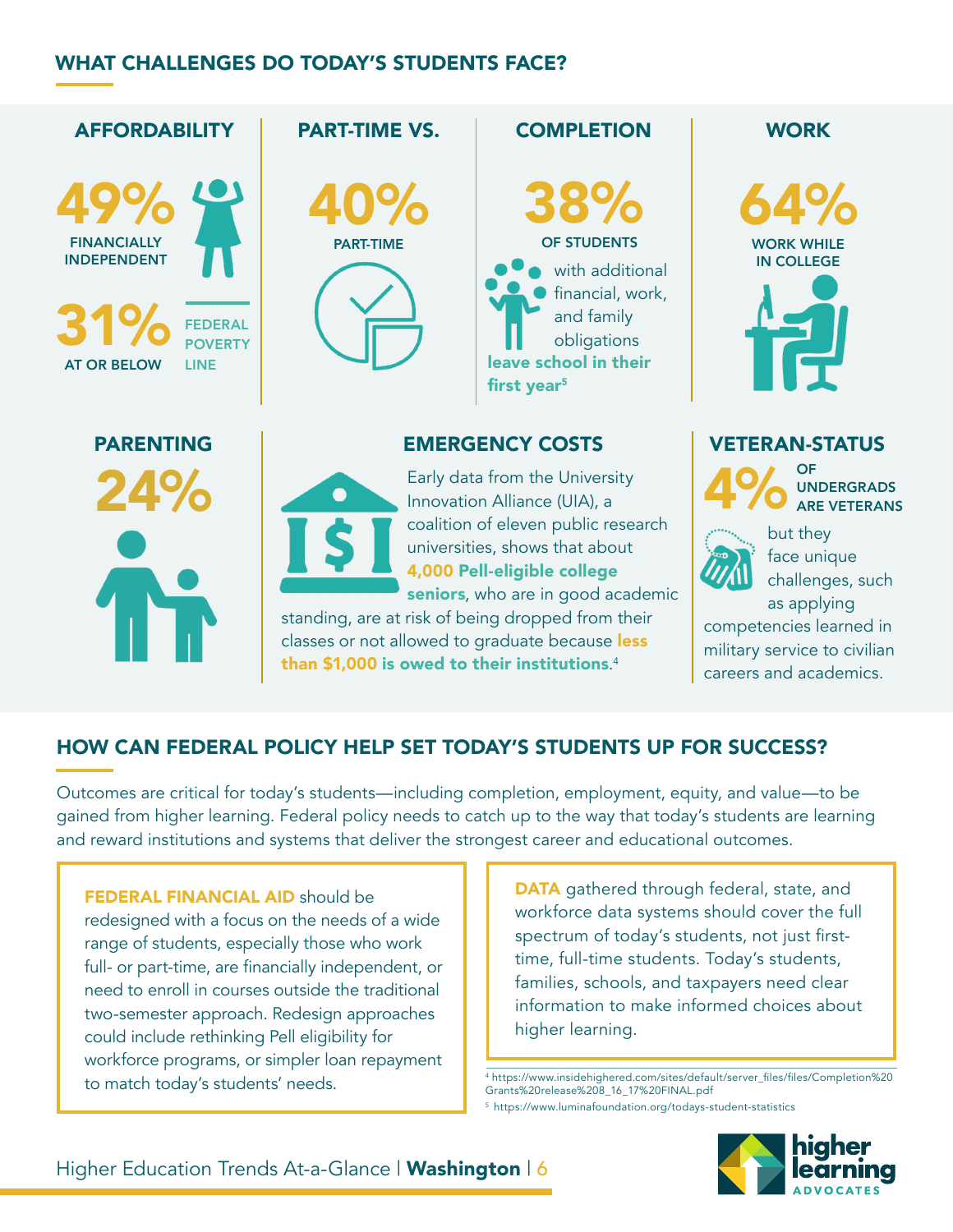## WHAT CHALLENGES DO TODAY'S STUDENTS FACE?

### AFFORDABILITY

**49%** FINANCIALLY INDEPENDENT

**31%** AT OR BELOW FEDERAL POVERTY LINE

### PART-TIME VS.

**40%** PART-TIME

### COMPLETION

**38%** OF STUDENTS with additional financial, work, and family obligations **leave school in their first year**[5]

### WORK

**64%** WORK WHILE IN COLLEGE

### PARENTING

**24%**

### EMERGENCY COSTS

Early data from the University Innovation Alliance (UIA), a coalition of eleven public research universities, shows that about **4,000 Pell-eligible college seniors**, who are in good academic standing, are at risk of being dropped from their classes or not allowed to graduate because **less than $1,000 is owed to their institutions.**[4]

### VETERAN-STATUS

**4%** OF UNDERGRADS ARE VETERANS

but they face unique challenges, such as applying competencies learned in military service to civilian careers and academics.

## HOW CAN FEDERAL POLICY HELP SET TODAY'S STUDENTS UP FOR SUCCESS?

Outcomes are critical for today's students—including completion, employment, equity, and value—to be gained from higher learning. Federal policy needs to catch up to the way that today's students are learning and reward institutions and systems that deliver the strongest career and educational outcomes.

**FEDERAL FINANCIAL AID** should be redesigned with a focus on the needs of a wide range of students, especially those who work full- or part-time, are financially independent, or need to enroll in courses outside the traditional two-semester approach. Redesign approaches could include rethinking Pell eligibility for workforce programs, or simpler loan repayment to match today's students' needs.

**DATA** gathered through federal, state, and workforce data systems should cover the full spectrum of today's students, not just first-time, full-time students. Today's students, families, schools, and taxpayers need clear information to make informed choices about higher learning.

[4] https://www.insidehighered.com/sites/default/server_files/files/Completion%20Grants%20release%208_16_17%20FINAL.pdf

[5] https://www.luminafoundation.org/todays-student-statistics